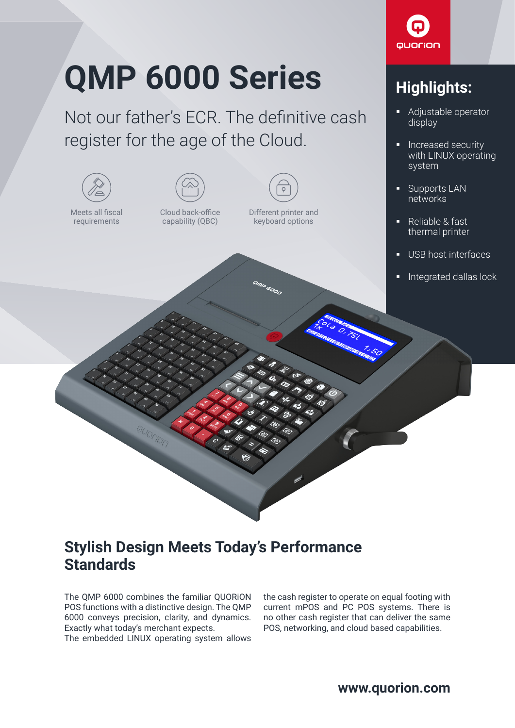# QMP 6000 Series

Not our father's ECR. The definitive cash register for the age of the Cloud.

Meets all fiscal requirements

Cloud back-office capability (QBC)

Different printer and keyboard options

## Highlights:

- Adjustable operator display
- Increased security with LINUX operating system
- Supports LAN networks
- Reliable & fast thermal printer
- USB host interfaces
- Integrated dallas lock

## Stylish Design Meets Today's Performance Standards

The QMP 6000 combines the familiar QUORiON POS functions with a distinctive design. The QMP 6000 conveys precision, clarity, and dynamics. Exactly what today's merchant expects.
The embedded LINUX operating system allows the cash register to operate on equal footing with current mPOS and PC POS systems. There is no other cash register that can deliver the same POS, networking, and cloud based capabilities.

www.quorion.com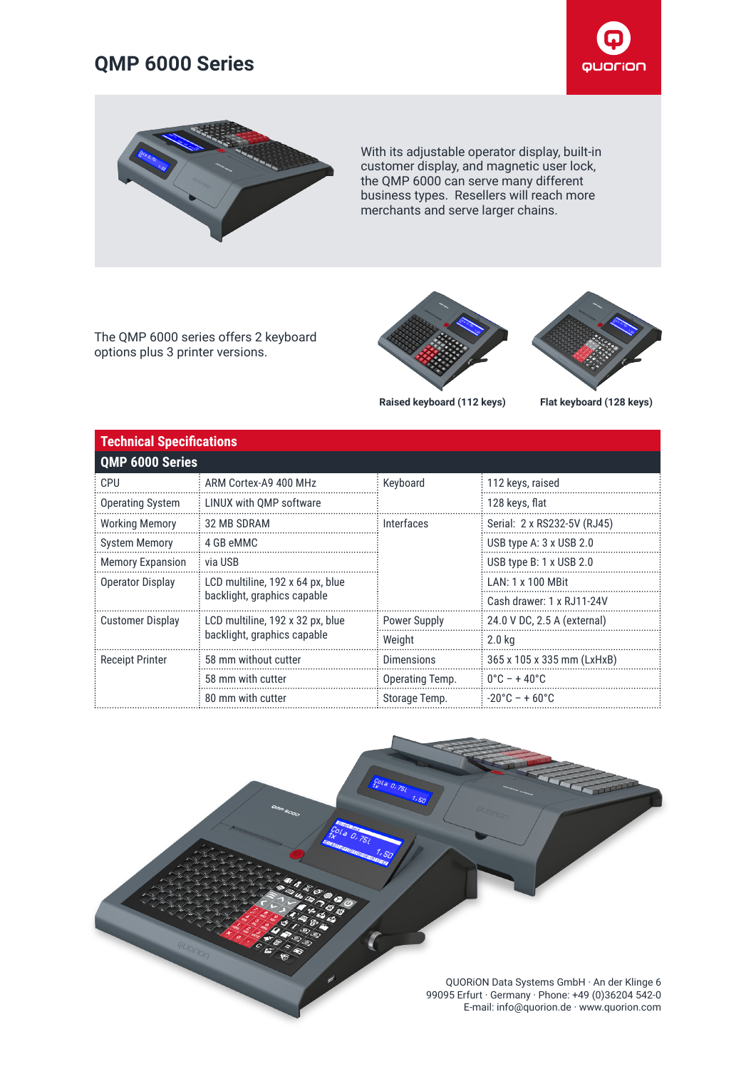# QMP 6000 Series

With its adjustable operator display, built-in customer display, and magnetic user lock, the QMP 6000 can serve many different business types. Resellers will reach more merchants and serve larger chains.

The QMP 6000 series offers 2 keyboard options plus 3 printer versions.

**Raised keyboard (112 keys)** **Flat keyboard (128 keys)**

## Technical Specifications

### QMP 6000 Series

| | | | |
|---|---|---|---|
| CPU | ARM Cortex-A9 400 MHz | Keyboard | 112 keys, raised |
| Operating System | LINUX with QMP software | | 128 keys, flat |
| Working Memory | 32 MB SDRAM | Interfaces | Serial: 2 x RS232-5V (RJ45) |
| System Memory | 4 GB eMMC | | USB type A: 3 x USB 2.0 |
| Memory Expansion | via USB | | USB type B: 1 x USB 2.0 |
| Operator Display | LCD multiline, 192 x 64 px, blue backlight, graphics capable | | LAN: 1 x 100 MBit |
| | | | Cash drawer: 1 x RJ11-24V |
| Customer Display | LCD multiline, 192 x 32 px, blue backlight, graphics capable | Power Supply | 24.0 V DC, 2.5 A (external) |
| | | Weight | 2.0 kg |
| Receipt Printer | 58 mm without cutter | Dimensions | 365 x 105 x 335 mm (LxHxB) |
| | 58 mm with cutter | Operating Temp. | 0°C – + 40°C |
| | 80 mm with cutter | Storage Temp. | -20°C – + 60°C |

QUORiON Data Systems GmbH · An der Klinge 6
99095 Erfurt · Germany · Phone: +49 (0)36204 542-0
E-mail: info@quorion.de · www.quorion.com